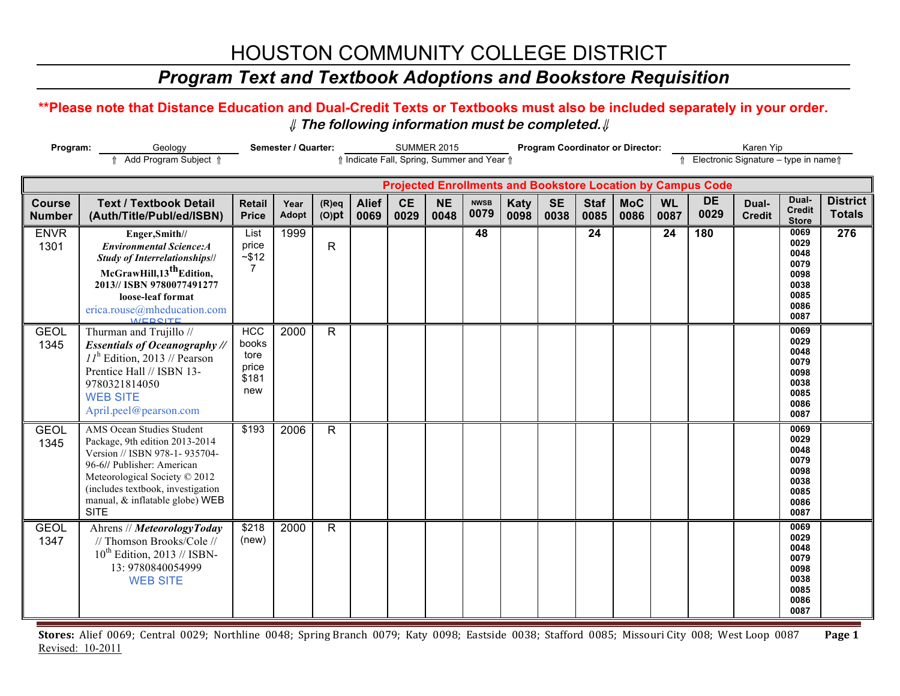# HOUSTON COMMUNITY COLLEGE DISTRICT

## *Program Text and Textbook Adoptions and Bookstore Requisition*

**\*\*Please note that Distance Education and Dual-Credit Texts or Textbooks must also be included separately in your order.**

***⇓ The following information must be completed.⇓***

**Program:** Geology
⇑ Add Program Subject ⇑

**Semester / Quarter:** SUMMER 2015
⇑ Indicate Fall, Spring, Summer and Year ⇑

**Program Coordinator or Director:** Karen Yip
⇑ Electronic Signature – type in name⇑

| | | | | | Projected Enrollments and Bookstore Location by Campus Code | | | | | | | | | | | | |
|---|---|---|---|---|---|---|---|---|---|---|---|---|---|---|---|---|---|
| **Course Number** | **Text / Textbook Detail (Auth/Title/Publ/ed/ISBN)** | **Retail Price** | **Year Adopt** | **(R)eq (O)pt** | **Alief 0069** | **CE 0029** | **NE 0048** | **NWSB 0079** | **Katy 0098** | **SE 0038** | **Staf 0085** | **MoC 0086** | **WL 0087** | **DE 0029** | **Dual-Credit** | **Dual-Credit Store** | **District Totals** |
| ENVR 1301 | **Enger,Smith// *Environmental Science:A Study of Interrelationships*// McGrawHill,13th Edition, 2013// ISBN 9780077491277 loose-leaf format** erica.rouse@mheducation.com WEBSITE | List price ~$127 | 1999 | R | | | | **48** | | | **24** | | **24** | **180** | | 0069 0029 0048 0079 0098 0038 0085 0086 0087 | **276** |
| GEOL 1345 | Thurman and Trujillo // ***Essentials of Oceanography //*** *11*th Edition, 2013 // Pearson Prentice Hall // ISBN 13-9780321814050 WEB SITE April.peel@pearson.com | HCC bookstore price $181 new | 2000 | R | | | | | | | | | | | | 0069 0029 0048 0079 0098 0038 0085 0086 0087 | |
| GEOL 1345 | AMS Ocean Studies Student Package, 9th edition 2013-2014 Version // ISBN 978-1- 935704-96-6// Publisher: American Meteorological Society © 2012 (includes textbook, investigation manual, & inflatable globe) WEB SITE | $193 | 2006 | R | | | | | | | | | | | | 0069 0029 0048 0079 0098 0038 0085 0086 0087 | |
| GEOL 1347 | Ahrens // ***MeteorologyToday*** // Thomson Brooks/Cole // 10th Edition, 2013 // ISBN-13: 9780840054999 WEB SITE | $218 (new) | 2000 | R | | | | | | | | | | | | 0069 0029 0048 0079 0098 0038 0085 0086 0087 | |

**Stores:** Alief 0069; Central 0029; Northline 0048; Spring Branch 0079; Katy 0098; Eastside 0038; Stafford 0085; Missouri City 008; West Loop 0087

Revised: 10-2011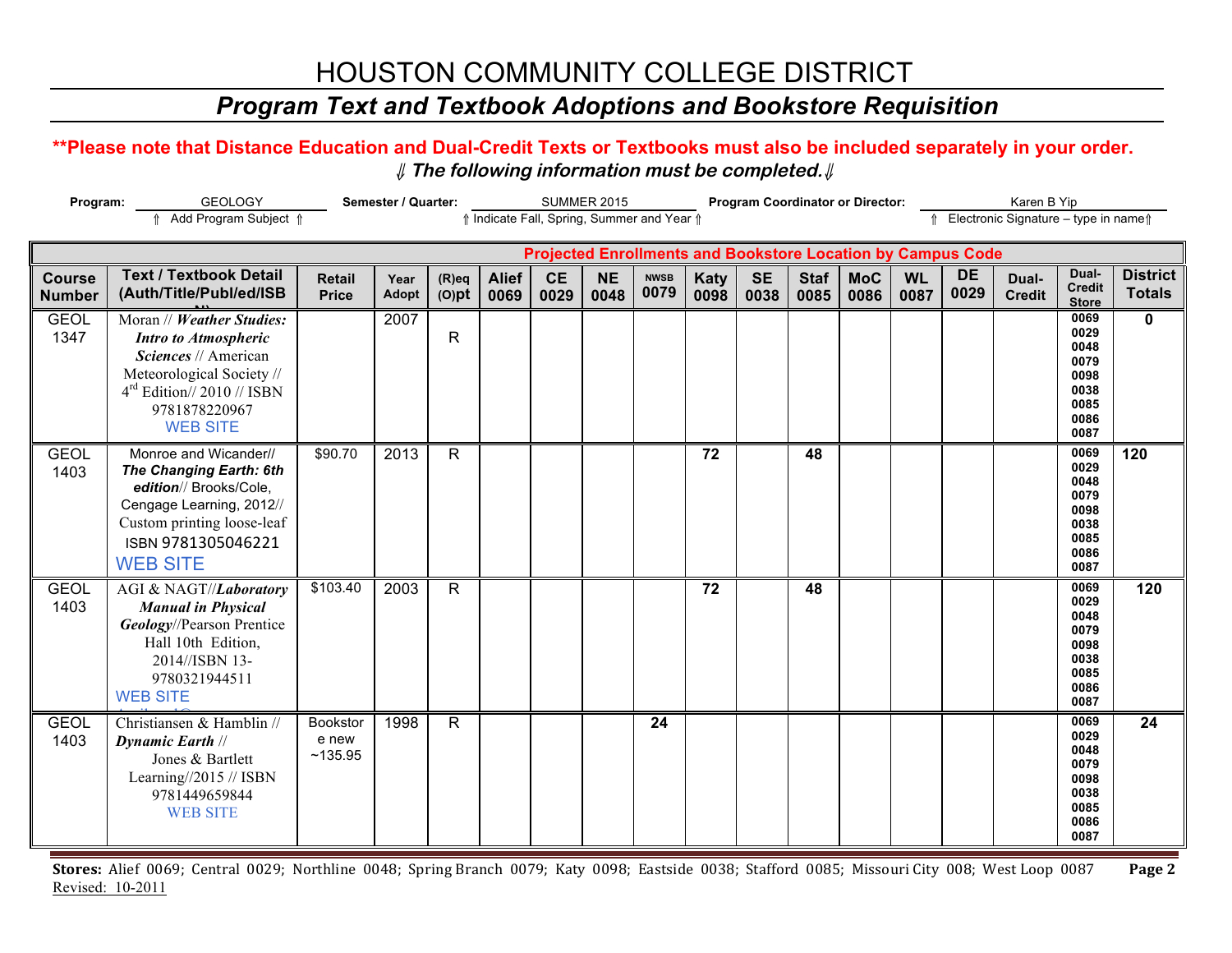# HOUSTON COMMUNITY COLLEGE DISTRICT

## *Program Text and Textbook Adoptions and Bookstore Requisition*

**\*\*Please note that Distance Education and Dual-Credit Texts or Textbooks must also be included separately in your order.**

***⇓ The following information must be completed.⇓***

**Program:** GEOLOGY (⇑ Add Program Subject ⇑) **Semester / Quarter:** SUMMER 2015 (⇑ Indicate Fall, Spring, Summer and Year ⇑) **Program Coordinator or Director:** Karen B Yip (⇑ Electronic Signature – type in name⇑)

| | | | | | Projected Enrollments and Bookstore Location by Campus Code | | | | | | | | | | | | |
|---|---|---|---|---|---|---|---|---|---|---|---|---|---|---|---|---|---|
| **Course Number** | **Text / Textbook Detail (Auth/Title/Publ/ed/ISBN)** | **Retail Price** | **Year Adopt** | **(R)eq (O)pt** | **Alief 0069** | **CE 0029** | **NE 0048** | **NWSB 0079** | **Katy 0098** | **SE 0038** | **Staf 0085** | **MoC 0086** | **WL 0087** | **DE 0029** | **Dual-Credit** | **Dual-Credit Store** | **District Totals** |
| GEOL 1347 | Moran // ***Weather Studies: Intro to Atmospheric Sciences*** // American Meteorological Society // 4th Edition// 2010 // ISBN 9781878220967 WEB SITE | | 2007 | R | | | | | | | | | | | | 0069 0029 0048 0079 0098 0038 0085 0086 0087 | **0** |
| GEOL 1403 | Monroe and Wicander// ***The Changing Earth: 6th edition***// Brooks/Cole, Cengage Learning, 2012// Custom printing loose-leaf ISBN 9781305046221 WEB SITE | $90.70 | 2013 | R | | | | | **72** | | **48** | | | | | 0069 0029 0048 0079 0098 0038 0085 0086 0087 | **120** |
| GEOL 1403 | AGI & NAGT//***Laboratory Manual in Physical Geology***//Pearson Prentice Hall 10th Edition, 2014//ISBN 13-9780321944511 WEB SITE | $103.40 | 2003 | R | | | | | **72** | | **48** | | | | | 0069 0029 0048 0079 0098 0038 0085 0086 0087 | **120** |
| GEOL 1403 | Christiansen & Hamblin // ***Dynamic Earth*** // Jones & Bartlett Learning//2015 // ISBN 9781449659844 WEB SITE | Bookstore new ~135.95 | 1998 | R | | | | **24** | | | | | | | | 0069 0029 0048 0079 0098 0038 0085 0086 0087 | **24** |

**Stores:** Alief 0069; Central 0029; Northline 0048; Spring Branch 0079; Katy 0098; Eastside 0038; Stafford 0085; Missouri City 008; West Loop 0087

Revised: 10-2011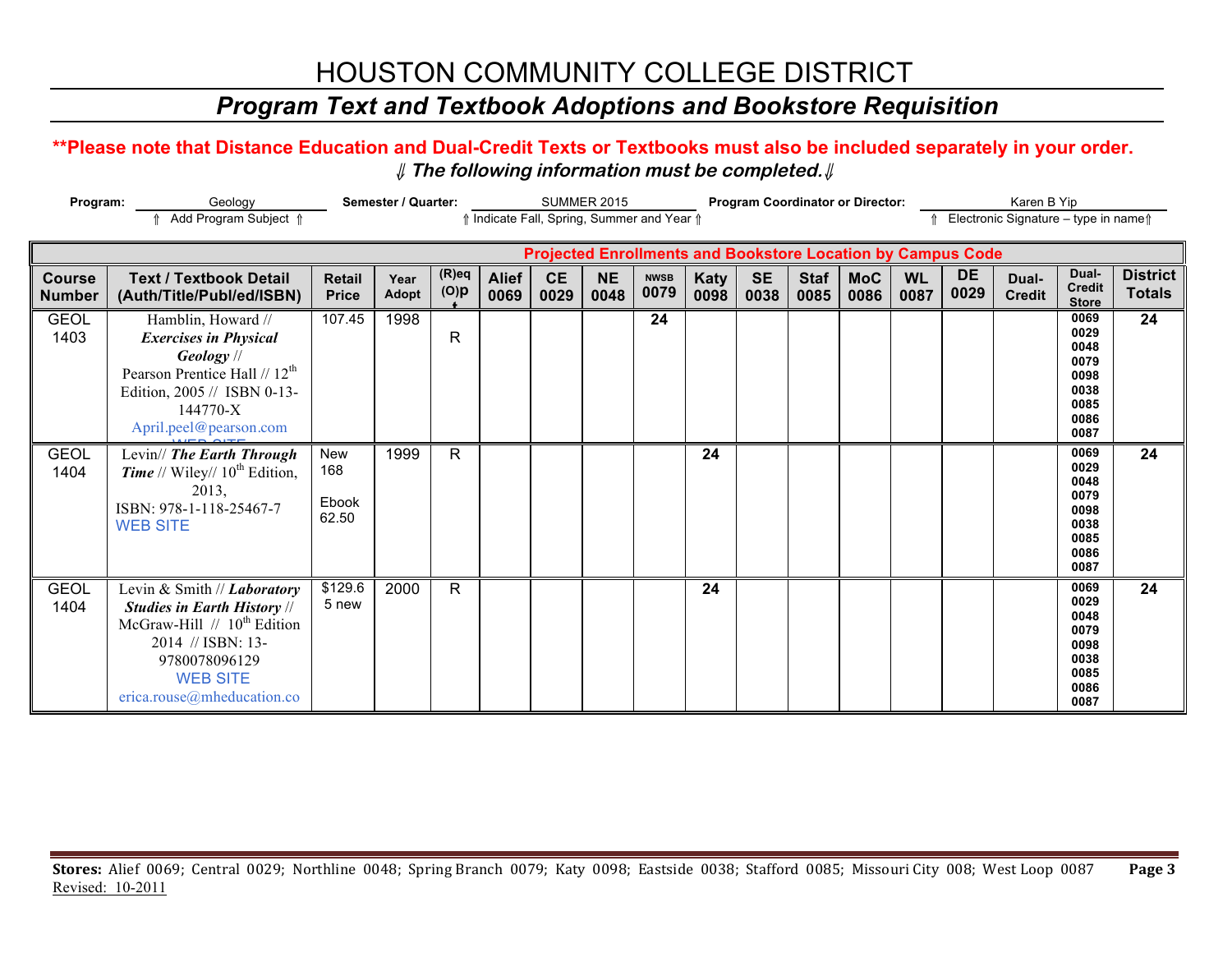# HOUSTON COMMUNITY COLLEGE DISTRICT

## *Program Text and Textbook Adoptions and Bookstore Requisition*

**\*\*Please note that Distance Education and Dual-Credit Texts or Textbooks must also be included separately in your order.**

***⇓ The following information must be completed.⇓***

**Program:** Geology
⇑ Add Program Subject ⇑

**Semester / Quarter:** SUMMER 2015
⇑ Indicate Fall, Spring, Summer and Year ⇑

**Program Coordinator or Director:** Karen B Yip
⇑ Electronic Signature – type in name⇑

| | | | | | Projected Enrollments and Bookstore Location by Campus Code | | | | | | | | | | | | |
|---|---|---|---|---|---|---|---|---|---|---|---|---|---|---|---|---|---|
| **Course Number** | **Text / Textbook Detail (Auth/Title/Publ/ed/ISBN)** | **Retail Price** | **Year Adopt** | **(R)eq (O)pt** | **Alief 0069** | **CE 0029** | **NE 0048** | **NWSB 0079** | **Katy 0098** | **SE 0038** | **Staf 0085** | **MoC 0086** | **WL 0087** | **DE 0029** | **Dual-Credit** | **Dual-Credit Store** | **District Totals** |
| GEOL 1403 | Hamblin, Howard // ***Exercises in Physical Geology*** // Pearson Prentice Hall // 12th Edition, 2005 // ISBN 0-13-144770-X April.peel@pearson.com WEB SITE | 107.45 | 1998 | R | | | | **24** | | | | | | | | 0069 0029 0048 0079 0098 0038 0085 0086 0087 | **24** |
| GEOL 1404 | Levin// ***The Earth Through Time*** // Wiley// 10th Edition, 2013, ISBN: 978-1-118-25467-7 WEB SITE | New 168 Ebook 62.50 | 1999 | R | | | | | **24** | | | | | | | 0069 0029 0048 0079 0098 0038 0085 0086 0087 | **24** |
| GEOL 1404 | Levin & Smith // ***Laboratory Studies in Earth History*** // McGraw-Hill // 10th Edition 2014 // ISBN: 13-9780078096129 WEB SITE erica.rouse@mheducation.co | $129.65 new | 2000 | R | | | | | **24** | | | | | | | 0069 0029 0048 0079 0098 0038 0085 0086 0087 | **24** |

**Stores:** Alief 0069; Central 0029; Northline 0048; Spring Branch 0079; Katy 0098; Eastside 0038; Stafford 0085; Missouri City 008; West Loop 0087

Revised: 10-2011